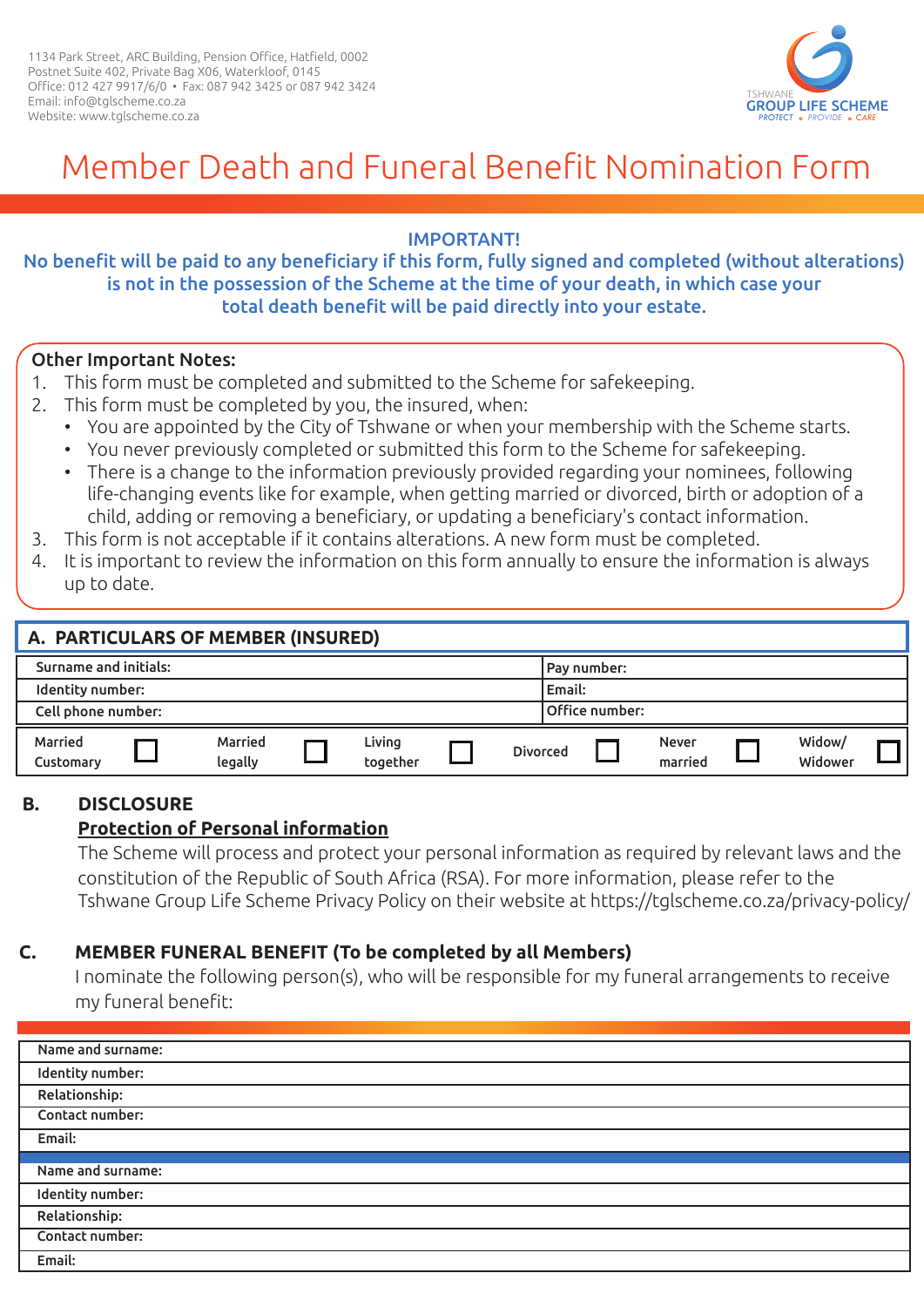1134 Park Street, ARC Building, Pension Office, Hatfield, 0002
Postnet Suite 402, Private Bag X06, Waterkloof, 0145
Office: 012 427 9917/6/0 • Fax: 087 942 3425 or 087 942 3424
Email: info@tglscheme.co.za
Website: www.tglscheme.co.za

TSHWANE GROUP LIFE SCHEME
PROTECT • PROVIDE • CARE

# Member Death and Funeral Benefit Nomination Form

**IMPORTANT!**
**No benefit will be paid to any beneficiary if this form, fully signed and completed (without alterations) is not in the possession of the Scheme at the time of your death, in which case your total death benefit will be paid directly into your estate.**

**Other Important Notes:**

1. This form must be completed and submitted to the Scheme for safekeeping.
2. This form must be completed by you, the insured, when:
   - You are appointed by the City of Tshwane or when your membership with the Scheme starts.
   - You never previously completed or submitted this form to the Scheme for safekeeping.
   - There is a change to the information previously provided regarding your nominees, following life-changing events like for example, when getting married or divorced, birth or adoption of a child, adding or removing a beneficiary, or updating a beneficiary's contact information.
3. This form is not acceptable if it contains alterations. A new form must be completed.
4. It is important to review the information on this form annually to ensure the information is always up to date.

## A. PARTICULARS OF MEMBER (INSURED)

| Surname and initials: | Pay number: |
|---|---|
| Identity number: | Email: |
| Cell phone number: | Office number: |

| Married Customary ☐ | Married legally ☐ | Living together ☐ | Divorced ☐ | Never married ☐ | Widow/ Widower ☐ |
|---|---|---|---|---|---|

## B. DISCLOSURE

**Protection of Personal information**

The Scheme will process and protect your personal information as required by relevant laws and the constitution of the Republic of South Africa (RSA). For more information, please refer to the Tshwane Group Life Scheme Privacy Policy on their website at https://tglscheme.co.za/privacy-policy/

## C. MEMBER FUNERAL BENEFIT (To be completed by all Members)

I nominate the following person(s), who will be responsible for my funeral arrangements to receive my funeral benefit:

| Name and surname: |
|---|
| Identity number: |
| Relationship: |
| Contact number: |
| Email: |

| Name and surname: |
|---|
| Identity number: |
| Relationship: |
| Contact number: |
| Email: |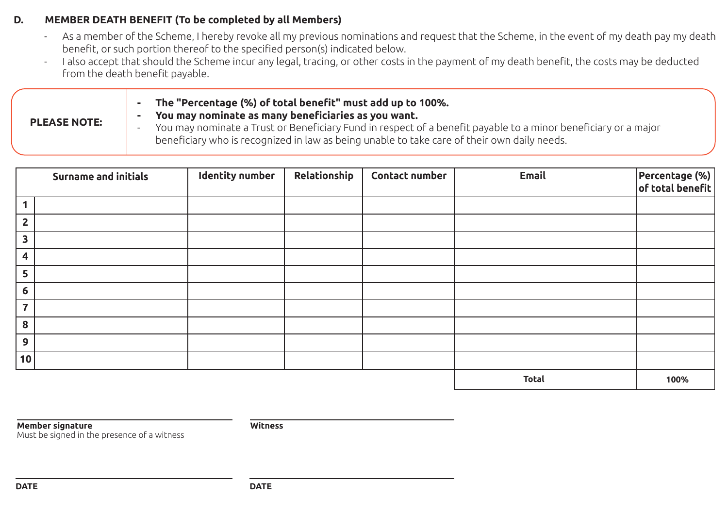## D. MEMBER DEATH BENEFIT (To be completed by all Members)

- As a member of the Scheme, I hereby revoke all my previous nominations and request that the Scheme, in the event of my death pay my death benefit, or such portion thereof to the specified person(s) indicated below.
- I also accept that should the Scheme incur any legal, tracing, or other costs in the payment of my death benefit, the costs may be deducted from the death benefit payable.

| PLEASE NOTE: | - **The "Percentage (%) of total benefit" must add up to 100%.**<br>- **You may nominate as many beneficiaries as you want.**<br>- You may nominate a Trust or Beneficiary Fund in respect of a benefit payable to a minor beneficiary or a major beneficiary who is recognized in law as being unable to take care of their own daily needs. |
|---|---|

| | Surname and initials | Identity number | Relationship | Contact number | Email | Percentage (%) of total benefit |
|---|---|---|---|---|---|---|
| 1 | | | | | | |
| 2 | | | | | | |
| 3 | | | | | | |
| 4 | | | | | | |
| 5 | | | | | | |
| 6 | | | | | | |
| 7 | | | | | | |
| 8 | | | | | | |
| 9 | | | | | | |
| 10 | | | | | | |
| | | | | | **Total** | **100%** |

**Member signature**
Must be signed in the presence of a witness

**Witness**

**DATE**

**DATE**